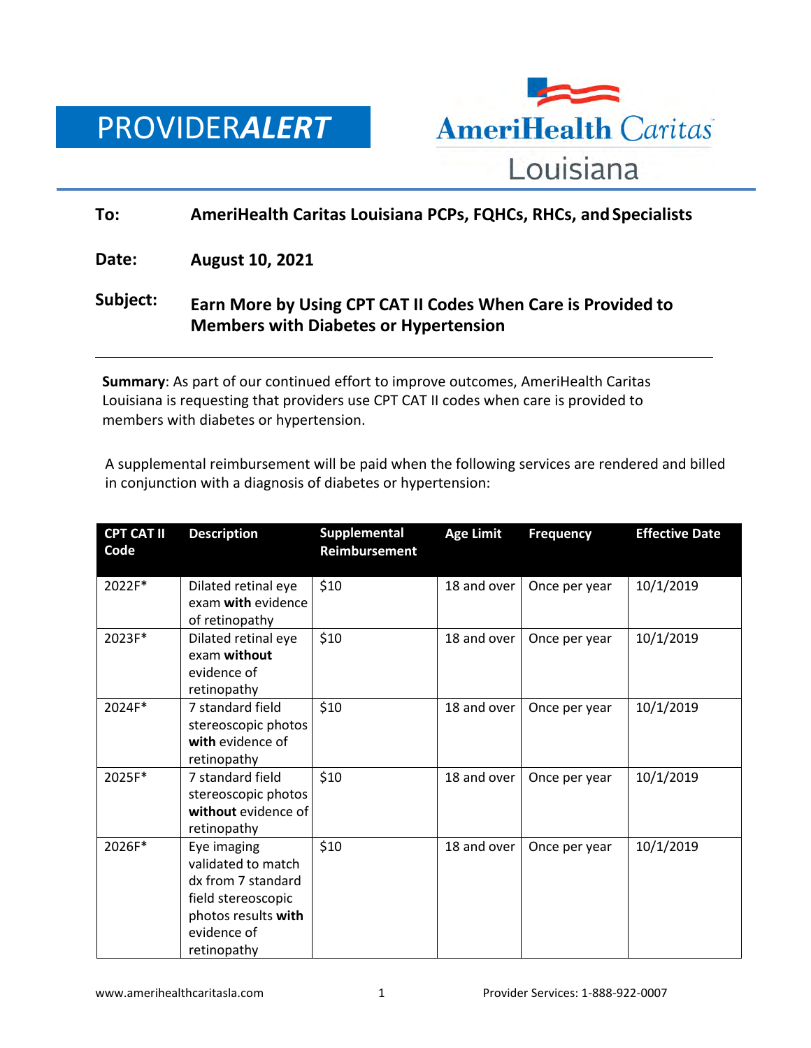# PROVIDER*ALERT*

AmeriHealth Caritas Louisiana

**To:** **AmeriHealth Caritas Louisiana PCPs, FQHCs, RHCs, and Specialists**

**Date:** **August 10, 2021**

**Subject:** **Earn More by Using CPT CAT II Codes When Care is Provided to Members with Diabetes or Hypertension**

---

**Summary**: As part of our continued effort to improve outcomes, AmeriHealth Caritas Louisiana is requesting that providers use CPT CAT II codes when care is provided to members with diabetes or hypertension.

A supplemental reimbursement will be paid when the following services are rendered and billed in conjunction with a diagnosis of diabetes or hypertension:

| CPT CAT II Code | Description | Supplemental Reimbursement | Age Limit | Frequency | Effective Date |
|---|---|---|---|---|---|
| 2022F* | Dilated retinal eye exam **with** evidence of retinopathy | $10 | 18 and over | Once per year | 10/1/2019 |
| 2023F* | Dilated retinal eye exam **without** evidence of retinopathy | $10 | 18 and over | Once per year | 10/1/2019 |
| 2024F* | 7 standard field stereoscopic photos **with** evidence of retinopathy | $10 | 18 and over | Once per year | 10/1/2019 |
| 2025F* | 7 standard field stereoscopic photos **without** evidence of retinopathy | $10 | 18 and over | Once per year | 10/1/2019 |
| 2026F* | Eye imaging validated to match dx from 7 standard field stereoscopic photos results **with** evidence of retinopathy | $10 | 18 and over | Once per year | 10/1/2019 |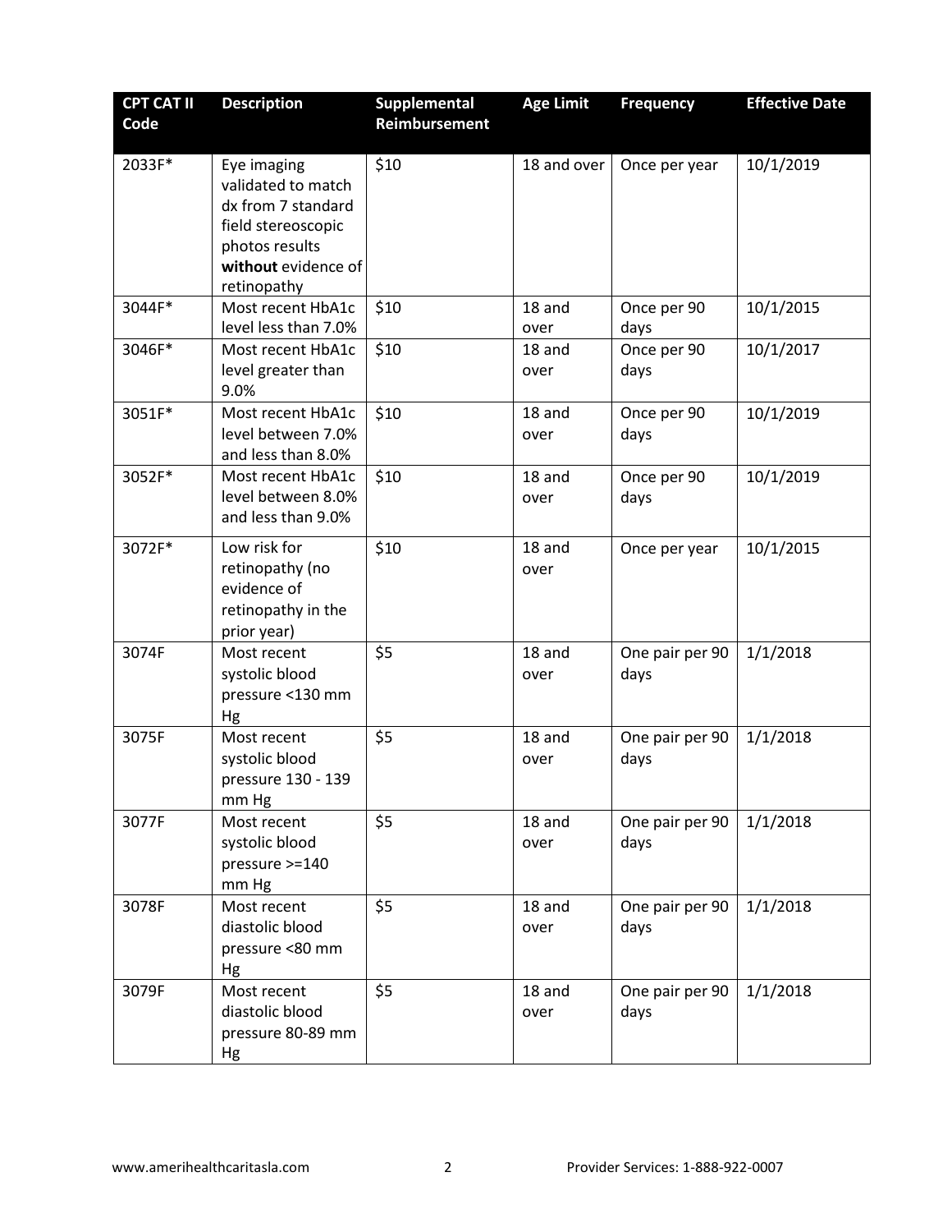| CPT CAT II Code | Description | Supplemental Reimbursement | Age Limit | Frequency | Effective Date |
|---|---|---|---|---|---|
| 2033F* | Eye imaging validated to match dx from 7 standard field stereoscopic photos results **without** evidence of retinopathy | $10 | 18 and over | Once per year | 10/1/2019 |
| 3044F* | Most recent HbA1c level less than 7.0% | $10 | 18 and over | Once per 90 days | 10/1/2015 |
| 3046F* | Most recent HbA1c level greater than 9.0% | $10 | 18 and over | Once per 90 days | 10/1/2017 |
| 3051F* | Most recent HbA1c level between 7.0% and less than 8.0% | $10 | 18 and over | Once per 90 days | 10/1/2019 |
| 3052F* | Most recent HbA1c level between 8.0% and less than 9.0% | $10 | 18 and over | Once per 90 days | 10/1/2019 |
| 3072F* | Low risk for retinopathy (no evidence of retinopathy in the prior year) | $10 | 18 and over | Once per year | 10/1/2015 |
| 3074F | Most recent systolic blood pressure <130 mm Hg | $5 | 18 and over | One pair per 90 days | 1/1/2018 |
| 3075F | Most recent systolic blood pressure 130 - 139 mm Hg | $5 | 18 and over | One pair per 90 days | 1/1/2018 |
| 3077F | Most recent systolic blood pressure >=140 mm Hg | $5 | 18 and over | One pair per 90 days | 1/1/2018 |
| 3078F | Most recent diastolic blood pressure <80 mm Hg | $5 | 18 and over | One pair per 90 days | 1/1/2018 |
| 3079F | Most recent diastolic blood pressure 80-89 mm Hg | $5 | 18 and over | One pair per 90 days | 1/1/2018 |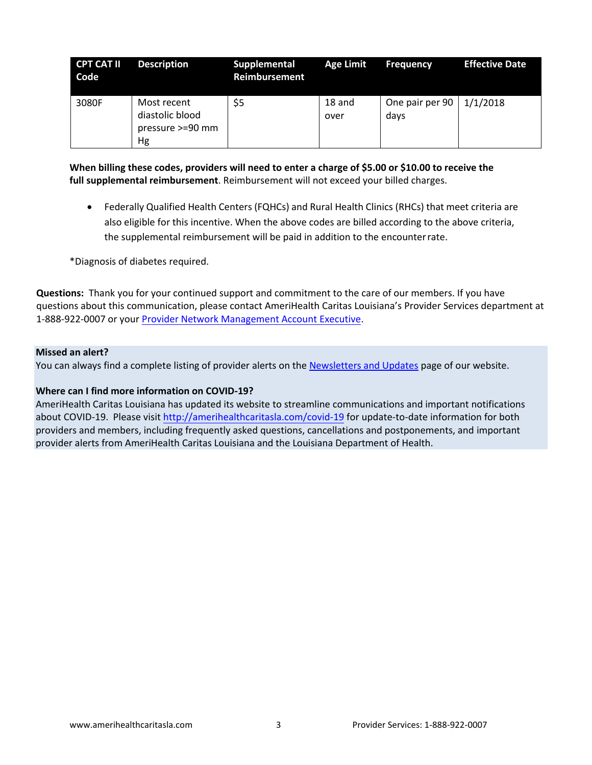| CPT CAT II Code | Description | Supplemental Reimbursement | Age Limit | Frequency | Effective Date |
|---|---|---|---|---|---|
| 3080F | Most recent diastolic blood pressure >=90 mm Hg | $5 | 18 and over | One pair per 90 days | 1/1/2018 |

**When billing these codes, providers will need to enter a charge of $5.00 or $10.00 to receive the full supplemental reimbursement**. Reimbursement will not exceed your billed charges.

- Federally Qualified Health Centers (FQHCs) and Rural Health Clinics (RHCs) that meet criteria are also eligible for this incentive. When the above codes are billed according to the above criteria, the supplemental reimbursement will be paid in addition to the encounter rate.

*Diagnosis of diabetes required.

**Questions:** Thank you for your continued support and commitment to the care of our members. If you have questions about this communication, please contact AmeriHealth Caritas Louisiana's Provider Services department at 1-888-922-0007 or your Provider Network Management Account Executive.

**Missed an alert?**
You can always find a complete listing of provider alerts on the Newsletters and Updates page of our website.

**Where can I find more information on COVID-19?**
AmeriHealth Caritas Louisiana has updated its website to streamline communications and important notifications about COVID-19. Please visit http://amerihealthcaritasla.com/covid-19 for update-to-date information for both providers and members, including frequently asked questions, cancellations and postponements, and important provider alerts from AmeriHealth Caritas Louisiana and the Louisiana Department of Health.